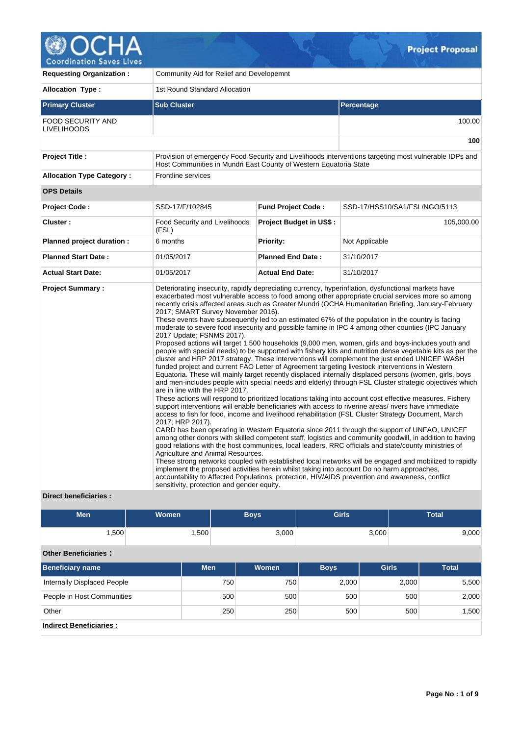# Project Proposal

| | |
|---|---|
| **Requesting Organization :** | Community Aid for Relief and Developemnt |
| **Allocation Type :** | 1st Round Standard Allocation |

| **Primary Cluster** | **Sub Cluster** | **Percentage** |
|---|---|---|
| FOOD SECURITY AND LIVELIHOODS | | 100.00 |
| | | **100** |

| | |
|---|---|
| **Project Title :** | Provision of emergency Food Security and Livelihoods interventions targeting most vulnerable IDPs and Host Communities in Mundri East County of Western Equatoria State |
| **Allocation Type Category :** | Frontline services |

**OPS Details**

| | | | |
|---|---|---|---|
| **Project Code :** | SSD-17/F/102845 | **Fund Project Code :** | SSD-17/HSS10/SA1/FSL/NGO/5113 |
| **Cluster :** | Food Security and Livelihoods (FSL) | **Project Budget in US$ :** | 105,000.00 |
| **Planned project duration :** | 6 months | **Priority:** | Not Applicable |
| **Planned Start Date :** | 01/05/2017 | **Planned End Date :** | 31/10/2017 |
| **Actual Start Date:** | 01/05/2017 | **Actual End Date:** | 31/10/2017 |

**Project Summary :**

Deteriorating insecurity, rapidly depreciating currency, hyperinflation, dysfunctional markets have exacerbated most vulnerable access to food among other appropriate crucial services more so among recently crisis affected areas such as Greater Mundri (OCHA Humanitarian Briefing, January-February 2017; SMART Survey November 2016).
These events have subsequently led to an estimated 67% of the population in the country is facing moderate to severe food insecurity and possible famine in IPC 4 among other counties (IPC January 2017 Update; FSNMS 2017).
Proposed actions will target 1,500 households (9,000 men, women, girls and boys-includes youth and people with special needs) to be supported with fishery kits and nutrition dense vegetable kits as per the cluster and HRP 2017 strategy. These interventions will complement the just ended UNICEF WASH funded project and current FAO Letter of Agreement targeting livestock interventions in Western Equatoria. These will mainly target recently displaced internally displaced persons (women, girls, boys and men-includes people with special needs and elderly) through FSL Cluster strategic objectives which are in line with the HRP 2017.
These actions will respond to prioritized locations taking into account cost effective measures. Fishery support interventions will enable beneficiaries with access to riverine areas/ rivers have immediate access to fish for food, income and livelihood rehabilitation (FSL Cluster Strategy Document, March 2017; HRP 2017).
CARD has been operating in Western Equatoria since 2011 through the support of UNFAO, UNICEF among other donors with skilled competent staff, logistics and community goodwill, in addition to having good relations with the host communities, local leaders, RRC officials and state/county ministries of Agriculture and Animal Resources.
These strong networks coupled with established local networks will be engaged and mobilized to rapidly implement the proposed activities herein whilst taking into account Do no harm approaches, accountability to Affected Populations, protection, HIV/AIDS prevention and awareness, conflict sensitivity, protection and gender equity.

**Direct beneficiaries :**

| Men | Women | Boys | Girls | Total |
|---|---|---|---|---|
| 1,500 | 1,500 | 3,000 | 3,000 | 9,000 |

**Other Beneficiaries :**

| Beneficiary name | Men | Women | Boys | Girls | Total |
|---|---|---|---|---|---|
| Internally Displaced People | 750 | 750 | 2,000 | 2,000 | 5,500 |
| People in Host Communities | 500 | 500 | 500 | 500 | 2,000 |
| Other | 250 | 250 | 500 | 500 | 1,500 |

**Indirect Beneficiaries :**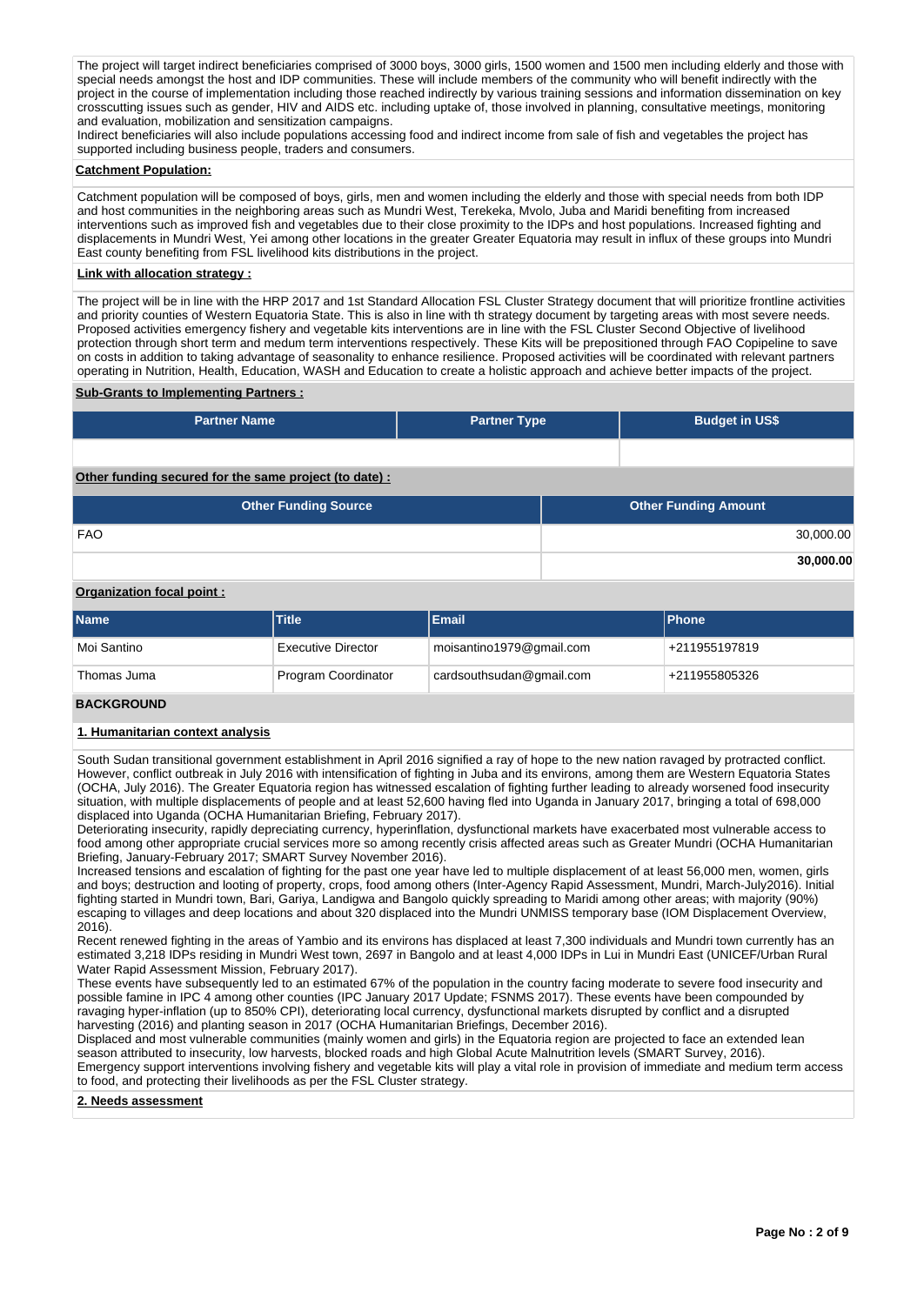The project will target indirect beneficiaries comprised of 3000 boys, 3000 girls, 1500 women and 1500 men including elderly and those with special needs amongst the host and IDP communities. These will include members of the community who will benefit indirectly with the project in the course of implementation including those reached indirectly by various training sessions and information dissemination on key crosscutting issues such as gender, HIV and AIDS etc. including uptake of, those involved in planning, consultative meetings, monitoring and evaluation, mobilization and sensitization campaigns.
Indirect beneficiaries will also include populations accessing food and indirect income from sale of fish and vegetables the project has supported including business people, traders and consumers.

**Catchment Population:**

Catchment population will be composed of boys, girls, men and women including the elderly and those with special needs from both IDP and host communities in the neighboring areas such as Mundri West, Terekeka, Mvolo, Juba and Maridi benefiting from increased interventions such as improved fish and vegetables due to their close proximity to the IDPs and host populations. Increased fighting and displacements in Mundri West, Yei among other locations in the greater Greater Equatoria may result in influx of these groups into Mundri East county benefiting from FSL livelihood kits distributions in the project.

**Link with allocation strategy :**

The project will be in line with the HRP 2017 and 1st Standard Allocation FSL Cluster Strategy document that will prioritize frontline activities and priority counties of Western Equatoria State. This is also in line with th strategy document by targeting areas with most severe needs. Proposed activities emergency fishery and vegetable kits interventions are in line with the FSL Cluster Second Objective of livelihood protection through short term and medum term interventions respectively. These Kits will be prepositioned through FAO Copipeline to save on costs in addition to taking advantage of seasonality to enhance resilience. Proposed activities will be coordinated with relevant partners operating in Nutrition, Health, Education, WASH and Education to create a holistic approach and achieve better impacts of the project.

**Sub-Grants to Implementing Partners :**

| Partner Name | Partner Type | Budget in US$ |
|---|---|---|
| | | |

**Other funding secured for the same project (to date) :**

| Other Funding Source | Other Funding Amount |
|---|---|
| FAO | 30,000.00 |
| | **30,000.00** |

**Organization focal point :**

| Name | Title | Email | Phone |
|---|---|---|---|
| Moi Santino | Executive Director | moisantino1979@gmail.com | +211955197819 |
| Thomas Juma | Program Coordinator | cardsouthsudan@gmail.com | +211955805326 |

## BACKGROUND

**1. Humanitarian context analysis**

South Sudan transitional government establishment in April 2016 signified a ray of hope to the new nation ravaged by protracted conflict. However, conflict outbreak in July 2016 with intensification of fighting in Juba and its environs, among them are Western Equatoria States (OCHA, July 2016). The Greater Equatoria region has witnessed escalation of fighting further leading to already worsened food insecurity situation, with multiple displacements of people and at least 52,600 having fled into Uganda in January 2017, bringing a total of 698,000 displaced into Uganda (OCHA Humanitarian Briefing, February 2017).
Deteriorating insecurity, rapidly depreciating currency, hyperinflation, dysfunctional markets have exacerbated most vulnerable access to food among other appropriate crucial services more so among recently crisis affected areas such as Greater Mundri (OCHA Humanitarian Briefing, January-February 2017; SMART Survey November 2016).
Increased tensions and escalation of fighting for the past one year have led to multiple displacement of at least 56,000 men, women, girls and boys; destruction and looting of property, crops, food among others (Inter-Agency Rapid Assessment, Mundri, March-July2016). Initial fighting started in Mundri town, Bari, Gariya, Landigwa and Bangolo quickly spreading to Maridi among other areas; with majority (90%) escaping to villages and deep locations and about 320 displaced into the Mundri UNMISS temporary base (IOM Displacement Overview, 2016).
Recent renewed fighting in the areas of Yambio and its environs has displaced at least 7,300 individuals and Mundri town currently has an estimated 3,218 IDPs residing in Mundri West town, 2697 in Bangolo and at least 4,000 IDPs in Lui in Mundri East (UNICEF/Urban Rural Water Rapid Assessment Mission, February 2017).
These events have subsequently led to an estimated 67% of the population in the country facing moderate to severe food insecurity and possible famine in IPC 4 among other counties (IPC January 2017 Update; FSNMS 2017). These events have been compounded by ravaging hyper-inflation (up to 850% CPI), deteriorating local currency, dysfunctional markets disrupted by conflict and a disrupted harvesting (2016) and planting season in 2017 (OCHA Humanitarian Briefings, December 2016).
Displaced and most vulnerable communities (mainly women and girls) in the Equatoria region are projected to face an extended lean season attributed to insecurity, low harvests, blocked roads and high Global Acute Malnutrition levels (SMART Survey, 2016).
Emergency support interventions involving fishery and vegetable kits will play a vital role in provision of immediate and medium term access to food, and protecting their livelihoods as per the FSL Cluster strategy.

**2. Needs assessment**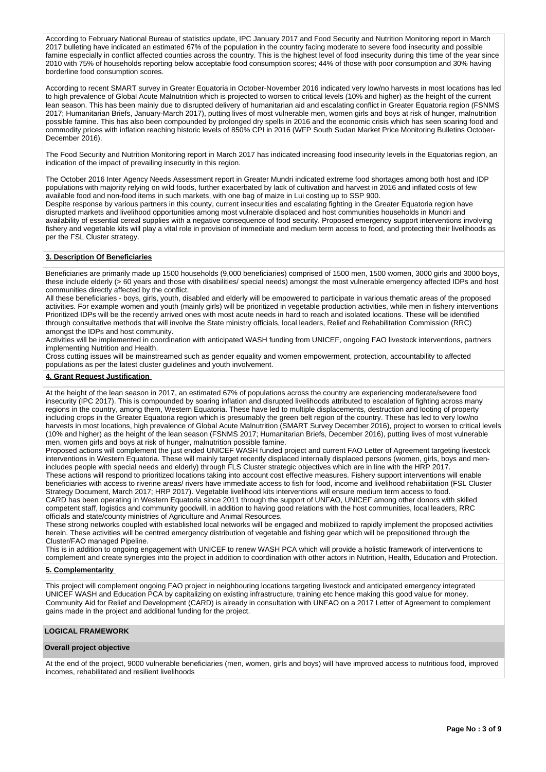According to February National Bureau of statistics update, IPC January 2017 and Food Security and Nutrition Monitoring report in March 2017 bulleting have indicated an estimated 67% of the population in the country facing moderate to severe food insecurity and possible famine especially in conflict affected counties across the country. This is the highest level of food insecurity during this time of the year since 2010 with 75% of households reporting below acceptable food consumption scores; 44% of those with poor consumption and 30% having borderline food consumption scores.

According to recent SMART survey in Greater Equatoria in October-November 2016 indicated very low/no harvests in most locations has led to high prevalence of Global Acute Malnutrition which is projected to worsen to critical levels (10% and higher) as the height of the current lean season. This has been mainly due to disrupted delivery of humanitarian aid and escalating conflict in Greater Equatoria region (FSNMS 2017; Humanitarian Briefs, January-March 2017), putting lives of most vulnerable men, women girls and boys at risk of hunger, malnutrition possible famine. This has also been compounded by prolonged dry spells in 2016 and the economic crisis which has seen soaring food and commodity prices with inflation reaching historic levels of 850% CPI in 2016 (WFP South Sudan Market Price Monitoring Bulletins October-December 2016).

The Food Security and Nutrition Monitoring report in March 2017 has indicated increasing food insecurity levels in the Equatorias region, an indication of the impact of prevailing insecurity in this region.

The October 2016 Inter Agency Needs Assessment report in Greater Mundri indicated extreme food shortages among both host and IDP populations with majority relying on wild foods, further exacerbated by lack of cultivation and harvest in 2016 and inflated costs of few available food and non-food items in such markets, with one bag of maize in Lui costing up to SSP 900.
Despite response by various partners in this county, current insecurities and escalating fighting in the Greater Equatoria region have disrupted markets and livelihood opportunities among most vulnerable displaced and host communities households in Mundri and availability of essential cereal supplies with a negative consequence of food security. Proposed emergency support interventions involving fishery and vegetable kits will play a vital role in provision of immediate and medium term access to food, and protecting their livelihoods as per the FSL Cluster strategy.

**3. Description Of Beneficiaries**

Beneficiaries are primarily made up 1500 households (9,000 beneficiaries) comprised of 1500 men, 1500 women, 3000 girls and 3000 boys, these include elderly (> 60 years and those with disabilities/ special needs) amongst the most vulnerable emergency affected IDPs and host communities directly affected by the conflict.
All these beneficiaries - boys, girls, youth, disabled and elderly will be empowered to participate in various thematic areas of the proposed activities. For example women and youth (mainly girls) will be prioritized in vegetable production activities, while men in fishery interventions Prioritized IDPs will be the recently arrived ones with most acute needs in hard to reach and isolated locations. These will be identified through consultative methods that will involve the State ministry officials, local leaders, Relief and Rehabilitation Commission (RRC) amongst the IDPs and host community.
Activities will be implemented in coordination with anticipated WASH funding from UNICEF, ongoing FAO livestock interventions, partners implementing Nutrition and Health.
Cross cutting issues will be mainstreamed such as gender equality and women empowerment, protection, accountability to affected populations as per the latest cluster guidelines and youth involvement.

**4. Grant Request Justification**

At the height of the lean season in 2017, an estimated 67% of populations across the country are experiencing moderate/severe food insecurity (IPC 2017). This is compounded by soaring inflation and disrupted livelihoods attributed to escalation of fighting across many regions in the country, among them, Western Equatoria. These have led to multiple displacements, destruction and looting of property including crops in the Greater Equatoria region which is presumably the green belt region of the country. These has led to very low/no harvests in most locations, high prevalence of Global Acute Malnutrition (SMART Survey December 2016), project to worsen to critical levels (10% and higher) as the height of the lean season (FSNMS 2017; Humanitarian Briefs, December 2016), putting lives of most vulnerable men, women girls and boys at risk of hunger, malnutrition possible famine.
Proposed actions will complement the just ended UNICEF WASH funded project and current FAO Letter of Agreement targeting livestock interventions in Western Equatoria. These will mainly target recently displaced internally displaced persons (women, girls, boys and men- includes people with special needs and elderly) through FLS Cluster strategic objectives which are in line with the HRP 2017.
These actions will respond to prioritized locations taking into account cost effective measures. Fishery support interventions will enable beneficiaries with access to riverine areas/ rivers have immediate access to fish for food, income and livelihood rehabilitation (FSL Cluster Strategy Document, March 2017; HRP 2017). Vegetable livelihood kits interventions will ensure medium term access to food.
CARD has been operating in Western Equatoria since 2011 through the support of UNFAO, UNICEF among other donors with skilled competent staff, logistics and community goodwill, in addition to having good relations with the host communities, local leaders, RRC officials and state/county ministries of Agriculture and Animal Resources.
These strong networks coupled with established local networks will be engaged and mobilized to rapidly implement the proposed activities herein. These activities will be centred emergency distribution of vegetable and fishing gear which will be prepositioned through the Cluster/FAO managed Pipeline.
This is in addition to ongoing engagement with UNICEF to renew WASH PCA which will provide a holistic framework of interventions to complement and create synergies into the project in addition to coordination with other actors in Nutrition, Health, Education and Protection.

**5. Complementarity**

This project will complement ongoing FAO project in neighbouring locations targeting livestock and anticipated emergency integrated UNICEF WASH and Education PCA by capitalizing on existing infrastructure, training etc hence making this good value for money. Community Aid for Relief and Development (CARD) is already in consultation with UNFAO on a 2017 Letter of Agreement to complement gains made in the project and additional funding for the project.

## LOGICAL FRAMEWORK

### Overall project objective

At the end of the project, 9000 vulnerable beneficiaries (men, women, girls and boys) will have improved access to nutritious food, improved incomes, rehabilitated and resilient livelihoods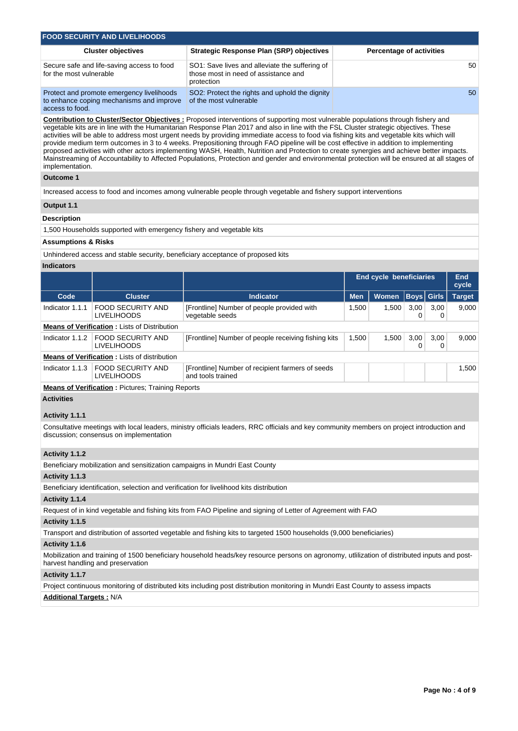## FOOD SECURITY AND LIVELIHOODS

| Cluster objectives | Strategic Response Plan (SRP) objectives | Percentage of activities |
|---|---|---|
| Secure safe and life-saving access to food for the most vulnerable | SO1: Save lives and alleviate the suffering of those most in need of assistance and protection | 50 |
| Protect and promote emergency livelihoods to enhance coping mechanisms and improve access to food. | SO2: Protect the rights and uphold the dignity of the most vulnerable | 50 |

**Contribution to Cluster/Sector Objectives :** Proposed interventions of supporting most vulnerable populations through fishery and vegetable kits are in line with the Humanitarian Response Plan 2017 and also in line with the FSL Cluster strategic objectives. These activities will be able to address most urgent needs by providing immediate access to food via fishing kits and vegetable kits which will provide medium term outcomes in 3 to 4 weeks. Prepositioning through FAO pipeline will be cost effective in addition to implementing proposed activities with other actors implementing WASH, Health, Nutrition and Protection to create synergies and achieve better impacts. Mainstreaming of Accountability to Affected Populations, Protection and gender and environmental protection will be ensured at all stages of implementation.

**Outcome 1**

Increased access to food and incomes among vulnerable people through vegetable and fishery support interventions

**Output 1.1**

**Description**

1,500 Households supported with emergency fishery and vegetable kits

**Assumptions & Risks**

Unhindered access and stable security, beneficiary acceptance of proposed kits

**Indicators**

| | | | End cycle beneficiaries | | | | End cycle |
|---|---|---|---|---|---|---|---|
| **Code** | **Cluster** | **Indicator** | **Men** | **Women** | **Boys** | **Girls** | **Target** |
| Indicator 1.1.1 | FOOD SECURITY AND LIVELIHOODS | [Frontline] Number of people provided with vegetable seeds | 1,500 | 1,500 | 3,000 | 3,000 | 9,000 |
| **Means of Verification :** Lists of Distribution | | | | | | | |
| Indicator 1.1.2 | FOOD SECURITY AND LIVELIHOODS | [Frontline] Number of people receiving fishing kits | 1,500 | 1,500 | 3,000 | 3,000 | 9,000 |
| **Means of Verification :** Lists of distribution | | | | | | | |
| Indicator 1.1.3 | FOOD SECURITY AND LIVELIHOODS | [Frontline] Number of recipient farmers of seeds and tools trained | | | | | 1,500 |
| **Means of Verification :** Pictures; Training Reports | | | | | | | |

**Activities**

**Activity 1.1.1**

Consultative meetings with local leaders, ministry officials leaders, RRC officials and key community members on project introduction and discussion; consensus on implementation

**Activity 1.1.2**

Beneficiary mobilization and sensitization campaigns in Mundri East County

**Activity 1.1.3**

Beneficiary identification, selection and verification for livelihood kits distribution

**Activity 1.1.4**

Request of in kind vegetable and fishing kits from FAO Pipeline and signing of Letter of Agreement with FAO

**Activity 1.1.5**

Transport and distribution of assorted vegetable and fishing kits to targeted 1500 households (9,000 beneficiaries)

**Activity 1.1.6**

Mobilization and training of 1500 beneficiary household heads/key resource persons on agronomy, utlilization of distributed inputs and post-harvest handling and preservation

**Activity 1.1.7**

Project continuous monitoring of distributed kits including post distribution monitoring in Mundri East County to assess impacts

**Additional Targets :** N/A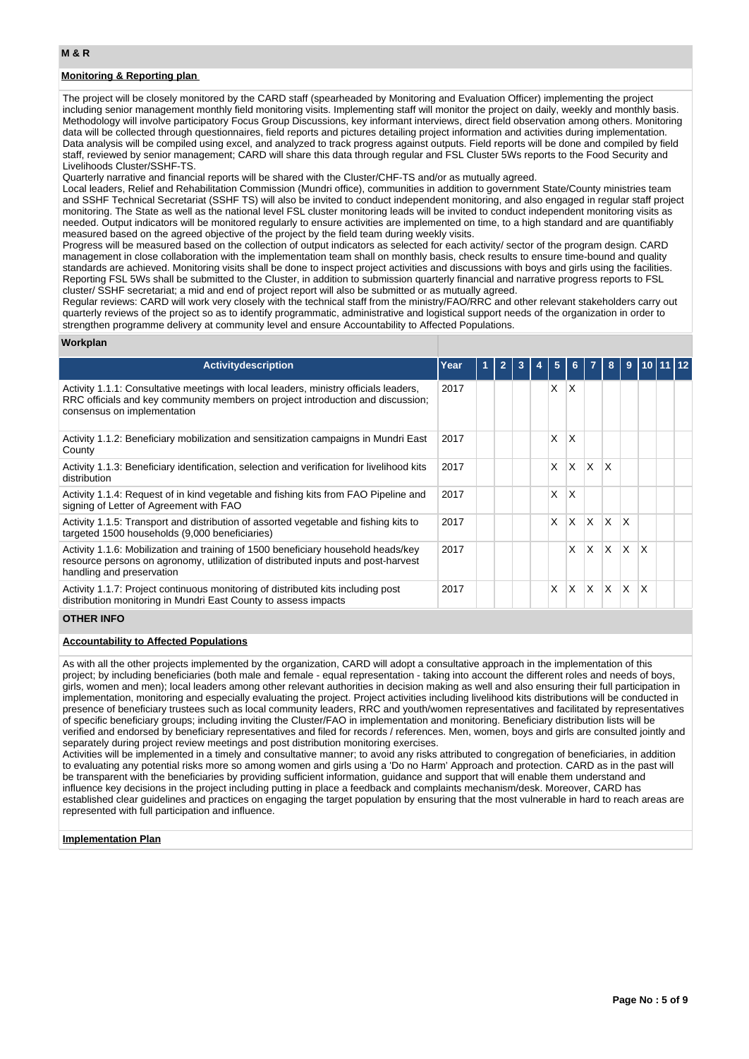## M & R

### Monitoring & Reporting plan

The project will be closely monitored by the CARD staff (spearheaded by Monitoring and Evaluation Officer) implementing the project including senior management monthly field monitoring visits. Implementing staff will monitor the project on daily, weekly and monthly basis. Methodology will involve participatory Focus Group Discussions, key informant interviews, direct field observation among others. Monitoring data will be collected through questionnaires, field reports and pictures detailing project information and activities during implementation. Data analysis will be compiled using excel, and analyzed to track progress against outputs. Field reports will be done and compiled by field staff, reviewed by senior management; CARD will share this data through regular and FSL Cluster 5Ws reports to the Food Security and Livelihoods Cluster/SSHF-TS.

Quarterly narrative and financial reports will be shared with the Cluster/CHF-TS and/or as mutually agreed.

Local leaders, Relief and Rehabilitation Commission (Mundri office), communities in addition to government State/County ministries team and SSHF Technical Secretariat (SSHF TS) will also be invited to conduct independent monitoring, and also engaged in regular staff project monitoring. The State as well as the national level FSL cluster monitoring leads will be invited to conduct independent monitoring visits as needed. Output indicators will be monitored regularly to ensure activities are implemented on time, to a high standard and are quantifiably measured based on the agreed objective of the project by the field team during weekly visits.

Progress will be measured based on the collection of output indicators as selected for each activity/ sector of the program design. CARD management in close collaboration with the implementation team shall on monthly basis, check results to ensure time-bound and quality standards are achieved. Monitoring visits shall be done to inspect project activities and discussions with boys and girls using the facilities. Reporting FSL 5Ws shall be submitted to the Cluster, in addition to submission quarterly financial and narrative progress reports to FSL cluster/ SSHF secretariat; a mid and end of project report will also be submitted or as mutually agreed.

Regular reviews: CARD will work very closely with the technical staff from the ministry/FAO/RRC and other relevant stakeholders carry out quarterly reviews of the project so as to identify programmatic, administrative and logistical support needs of the organization in order to strengthen programme delivery at community level and ensure Accountability to Affected Populations.

### Workplan

| Activitydescription | Year | 1 | 2 | 3 | 4 | 5 | 6 | 7 | 8 | 9 | 10 | 11 | 12 |
|---|---|---|---|---|---|---|---|---|---|---|---|---|---|
| Activity 1.1.1: Consultative meetings with local leaders, ministry officials leaders, RRC officials and key community members on project introduction and discussion; consensus on implementation | 2017 | | | | | X | X | | | | | | |
| Activity 1.1.2: Beneficiary mobilization and sensitization campaigns in Mundri East County | 2017 | | | | | X | X | | | | | | |
| Activity 1.1.3: Beneficiary identification, selection and verification for livelihood kits distribution | 2017 | | | | | X | X | X | X | | | | |
| Activity 1.1.4: Request of in kind vegetable and fishing kits from FAO Pipeline and signing of Letter of Agreement with FAO | 2017 | | | | | X | X | | | | | | |
| Activity 1.1.5: Transport and distribution of assorted vegetable and fishing kits to targeted 1500 households (9,000 beneficiaries) | 2017 | | | | | X | X | X | X | X | | | |
| Activity 1.1.6: Mobilization and training of 1500 beneficiary household heads/key resource persons on agronomy, utlilization of distributed inputs and post-harvest handling and preservation | 2017 | | | | | | X | X | X | X | X | | |
| Activity 1.1.7: Project continuous monitoring of distributed kits including post distribution monitoring in Mundri East County to assess impacts | 2017 | | | | | X | X | X | X | X | X | | |

## OTHER INFO

### Accountability to Affected Populations

As with all the other projects implemented by the organization, CARD will adopt a consultative approach in the implementation of this project; by including beneficiaries (both male and female - equal representation - taking into account the different roles and needs of boys, girls, women and men); local leaders among other relevant authorities in decision making as well and also ensuring their full participation in implementation, monitoring and especially evaluating the project. Project activities including livelihood kits distributions will be conducted in presence of beneficiary trustees such as local community leaders, RRC and youth/women representatives and facilitated by representatives of specific beneficiary groups; including inviting the Cluster/FAO in implementation and monitoring. Beneficiary distribution lists will be verified and endorsed by beneficiary representatives and filed for records / references. Men, women, boys and girls are consulted jointly and separately during project review meetings and post distribution monitoring exercises.

Activities will be implemented in a timely and consultative manner; to avoid any risks attributed to congregation of beneficiaries, in addition to evaluating any potential risks more so among women and girls using a 'Do no Harm' Approach and protection. CARD as in the past will be transparent with the beneficiaries by providing sufficient information, guidance and support that will enable them understand and influence key decisions in the project including putting in place a feedback and complaints mechanism/desk. Moreover, CARD has established clear guidelines and practices on engaging the target population by ensuring that the most vulnerable in hard to reach areas are represented with full participation and influence.

### Implementation Plan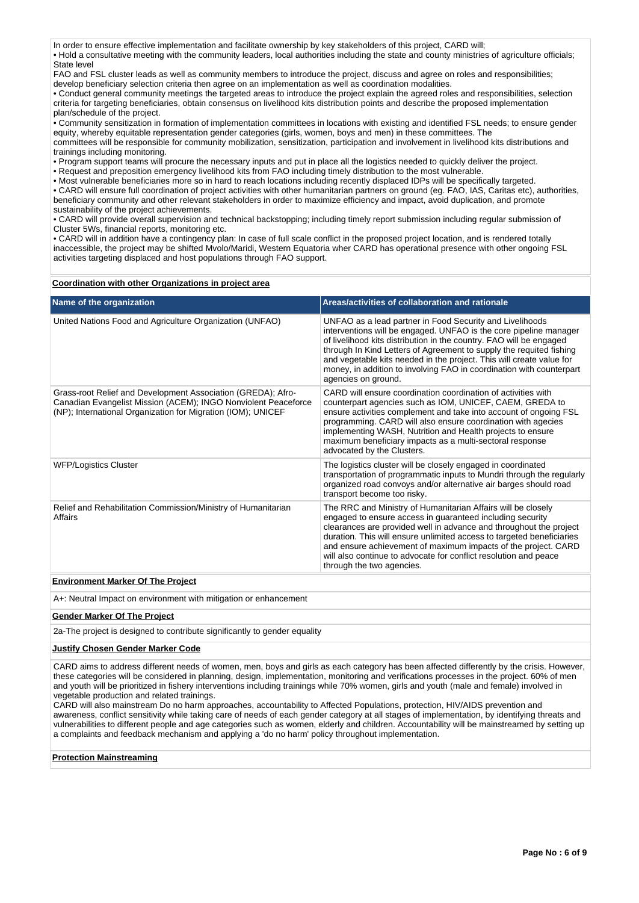In order to ensure effective implementation and facilitate ownership by key stakeholders of this project, CARD will;

• Hold a consultative meeting with the community leaders, local authorities including the state and county ministries of agriculture officials; State level
FAO and FSL cluster leads as well as community members to introduce the project, discuss and agree on roles and responsibilities; develop beneficiary selection criteria then agree on an implementation as well as coordination modalities.
• Conduct general community meetings the targeted areas to introduce the project explain the agreed roles and responsibilities, selection criteria for targeting beneficiaries, obtain consensus on livelihood kits distribution points and describe the proposed implementation plan/schedule of the project.
• Community sensitization in formation of implementation committees in locations with existing and identified FSL needs; to ensure gender equity, whereby equitable representation gender categories (girls, women, boys and men) in these committees. The
committees will be responsible for community mobilization, sensitization, participation and involvement in livelihood kits distributions and trainings including monitoring.
• Program support teams will procure the necessary inputs and put in place all the logistics needed to quickly deliver the project.
• Request and preposition emergency livelihood kits from FAO including timely distribution to the most vulnerable.
• Most vulnerable beneficiaries more so in hard to reach locations including recently displaced IDPs will be specifically targeted.
• CARD will ensure full coordination of project activities with other humanitarian partners on ground (eg. FAO, IAS, Caritas etc), authorities, beneficiary community and other relevant stakeholders in order to maximize efficiency and impact, avoid duplication, and promote sustainability of the project achievements.
• CARD will provide overall supervision and technical backstopping; including timely report submission including regular submission of Cluster 5Ws, financial reports, monitoring etc.
• CARD will in addition have a contingency plan: In case of full scale conflict in the proposed project location, and is rendered totally inaccessible, the project may be shifted Mvolo/Maridi, Western Equatoria wher CARD has operational presence with other ongoing FSL activities targeting displaced and host populations through FAO support.

**Coordination with other Organizations in project area**

| Name of the organization | Areas/activities of collaboration and rationale |
|---|---|
| United Nations Food and Agriculture Organization (UNFAO) | UNFAO as a lead partner in Food Security and Livelihoods interventions will be engaged. UNFAO is the core pipeline manager of livelihood kits distribution in the country. FAO will be engaged through In Kind Letters of Agreement to supply the requited fishing and vegetable kits needed in the project. This will create value for money, in addition to involving FAO in coordination with counterpart agencies on ground. |
| Grass-root Relief and Development Association (GREDA); Afro-Canadian Evangelist Mission (ACEM); INGO Nonviolent Peaceforce (NP); International Organization for Migration (IOM); UNICEF | CARD will ensure coordination coordination of activities with counterpart agencies such as IOM, UNICEF, CAEM, GREDA to ensure activities complement and take into account of ongoing FSL programming. CARD will also ensure coordination with agecies implementing WASH, Nutrition and Health projects to ensure maximum beneficiary impacts as a multi-sectoral response advocated by the Clusters. |
| WFP/Logistics Cluster | The logistics cluster will be closely engaged in coordinated transportation of programmatic inputs to Mundri through the regularly organized road convoys and/or alternative air barges should road transport become too risky. |
| Relief and Rehabilitation Commission/Ministry of Humanitarian Affairs | The RRC and Ministry of Humanitarian Affairs will be closely engaged to ensure access in guaranteed including security clearances are provided well in advance and throughout the project duration. This will ensure unlimited access to targeted beneficiaries and ensure achievement of maximum impacts of the project. CARD will also continue to advocate for conflict resolution and peace through the two agencies. |

**Environment Marker Of The Project**

A+: Neutral Impact on environment with mitigation or enhancement

**Gender Marker Of The Project**

2a-The project is designed to contribute significantly to gender equality

**Justify Chosen Gender Marker Code**

CARD aims to address different needs of women, men, boys and girls as each category has been affected differently by the crisis. However, these categories will be considered in planning, design, implementation, monitoring and verifications processes in the project. 60% of men and youth will be prioritized in fishery interventions including trainings while 70% women, girls and youth (male and female) involved in vegetable production and related trainings.
CARD will also mainstream Do no harm approaches, accountability to Affected Populations, protection, HIV/AIDS prevention and awareness, conflict sensitivity while taking care of needs of each gender category at all stages of implementation, by identifying threats and vulnerabilities to different people and age categories such as women, elderly and children. Accountability will be mainstreamed by setting up a complaints and feedback mechanism and applying a 'do no harm' policy throughout implementation.

**Protection Mainstreaming**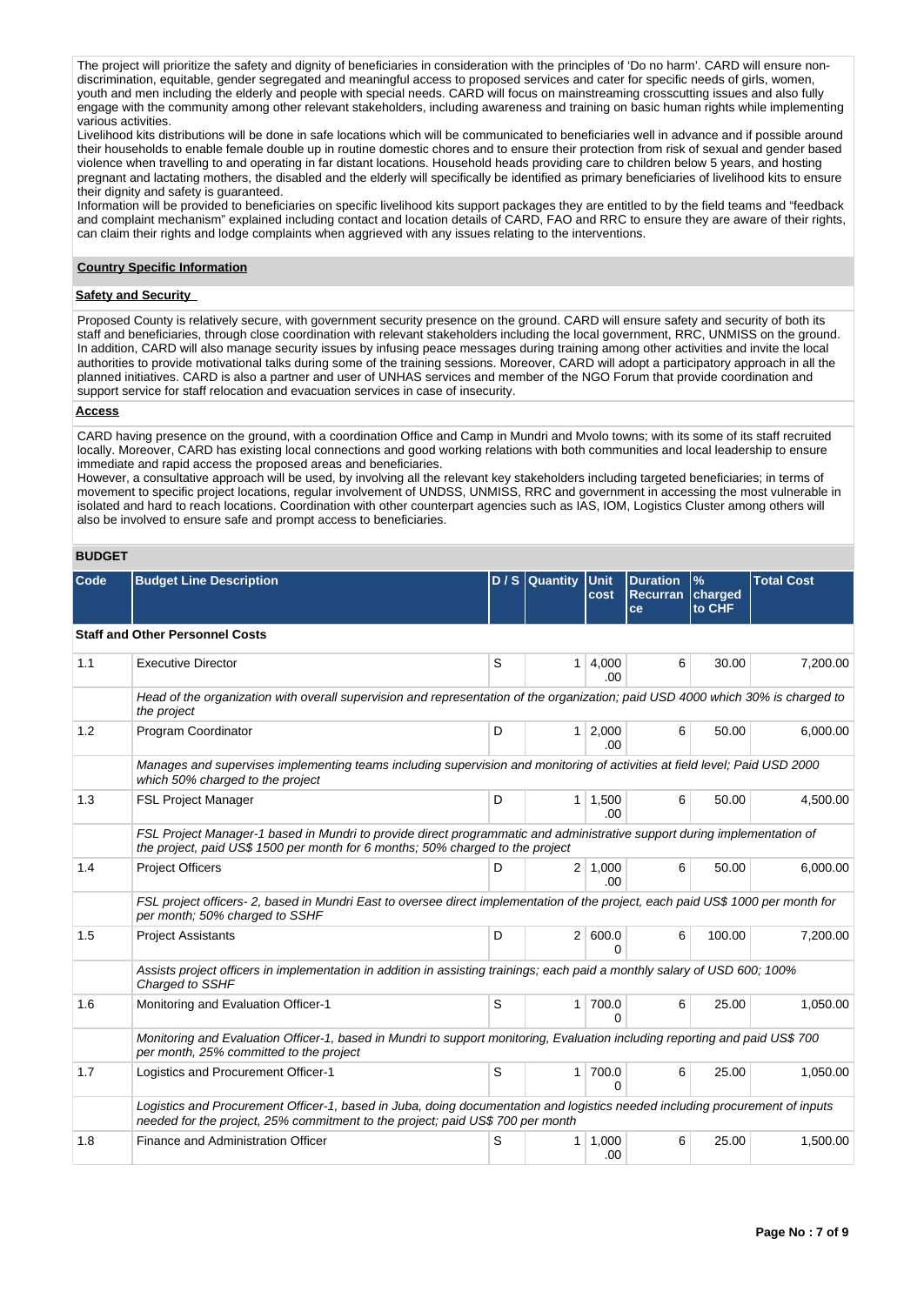The project will prioritize the safety and dignity of beneficiaries in consideration with the principles of 'Do no harm'. CARD will ensure non-discrimination, equitable, gender segregated and meaningful access to proposed services and cater for specific needs of girls, women, youth and men including the elderly and people with special needs. CARD will focus on mainstreaming crosscutting issues and also fully engage with the community among other relevant stakeholders, including awareness and training on basic human rights while implementing various activities.
Livelihood kits distributions will be done in safe locations which will be communicated to beneficiaries well in advance and if possible around their households to enable female double up in routine domestic chores and to ensure their protection from risk of sexual and gender based violence when travelling to and operating in far distant locations. Household heads providing care to children below 5 years, and hosting pregnant and lactating mothers, the disabled and the elderly will specifically be identified as primary beneficiaries of livelihood kits to ensure their dignity and safety is guaranteed.
Information will be provided to beneficiaries on specific livelihood kits support packages they are entitled to by the field teams and "feedback and complaint mechanism" explained including contact and location details of CARD, FAO and RRC to ensure they are aware of their rights, can claim their rights and lodge complaints when aggrieved with any issues relating to the interventions.

**Country Specific Information**

**Safety and Security**

Proposed County is relatively secure, with government security presence on the ground. CARD will ensure safety and security of both its staff and beneficiaries, through close coordination with relevant stakeholders including the local government, RRC, UNMISS on the ground. In addition, CARD will also manage security issues by infusing peace messages during training among other activities and invite the local authorities to provide motivational talks during some of the training sessions. Moreover, CARD will adopt a participatory approach in all the planned initiatives. CARD is also a partner and user of UNHAS services and member of the NGO Forum that provide coordination and support service for staff relocation and evacuation services in case of insecurity.

**Access**

CARD having presence on the ground, with a coordination Office and Camp in Mundri and Mvolo towns; with its some of its staff recruited locally. Moreover, CARD has existing local connections and good working relations with both communities and local leadership to ensure immediate and rapid access the proposed areas and beneficiaries.
However, a consultative approach will be used, by involving all the relevant key stakeholders including targeted beneficiaries; in terms of movement to specific project locations, regular involvement of UNDSS, UNMISS, RRC and government in accessing the most vulnerable in isolated and hard to reach locations. Coordination with other counterpart agencies such as IAS, IOM, Logistics Cluster among others will also be involved to ensure safe and prompt access to beneficiaries.

**BUDGET**

| Code | Budget Line Description | D / S | Quantity | Unit cost | Duration Recurrance | % charged to CHF | Total Cost |
|---|---|---|---|---|---|---|---|
| **Staff and Other Personnel Costs** | | | | | | | |
| 1.1 | Executive Director | S | 1 | 4,000.00 | 6 | 30.00 | 7,200.00 |
| | *Head of the organization with overall supervision and representation of the organization; paid USD 4000 which 30% is charged to the project* | | | | | | |
| 1.2 | Program Coordinator | D | 1 | 2,000.00 | 6 | 50.00 | 6,000.00 |
| | *Manages and supervises implementing teams including supervision and monitoring of activities at field level; Paid USD 2000 which 50% charged to the project* | | | | | | |
| 1.3 | FSL Project Manager | D | 1 | 1,500.00 | 6 | 50.00 | 4,500.00 |
| | *FSL Project Manager-1 based in Mundri to provide direct programmatic and administrative support during implementation of the project, paid US$ 1500 per month for 6 months; 50% charged to the project* | | | | | | |
| 1.4 | Project Officers | D | 2 | 1,000.00 | 6 | 50.00 | 6,000.00 |
| | *FSL project officers- 2, based in Mundri East to oversee direct implementation of the project, each paid US$ 1000 per month for per month; 50% charged to SSHF* | | | | | | |
| 1.5 | Project Assistants | D | 2 | 600.00 | 6 | 100.00 | 7,200.00 |
| | *Assists project officers in implementation in addition in assisting trainings; each paid a monthly salary of USD 600; 100% Charged to SSHF* | | | | | | |
| 1.6 | Monitoring and Evaluation Officer-1 | S | 1 | 700.00 | 6 | 25.00 | 1,050.00 |
| | *Monitoring and Evaluation Officer-1, based in Mundri to support monitoring, Evaluation including reporting and paid US$ 700 per month, 25% committed to the project* | | | | | | |
| 1.7 | Logistics and Procurement Officer-1 | S | 1 | 700.00 | 6 | 25.00 | 1,050.00 |
| | *Logistics and Procurement Officer-1, based in Juba, doing documentation and logistics needed including procurement of inputs needed for the project, 25% commitment to the project; paid US$ 700 per month* | | | | | | |
| 1.8 | Finance and Administration Officer | S | 1 | 1,000.00 | 6 | 25.00 | 1,500.00 |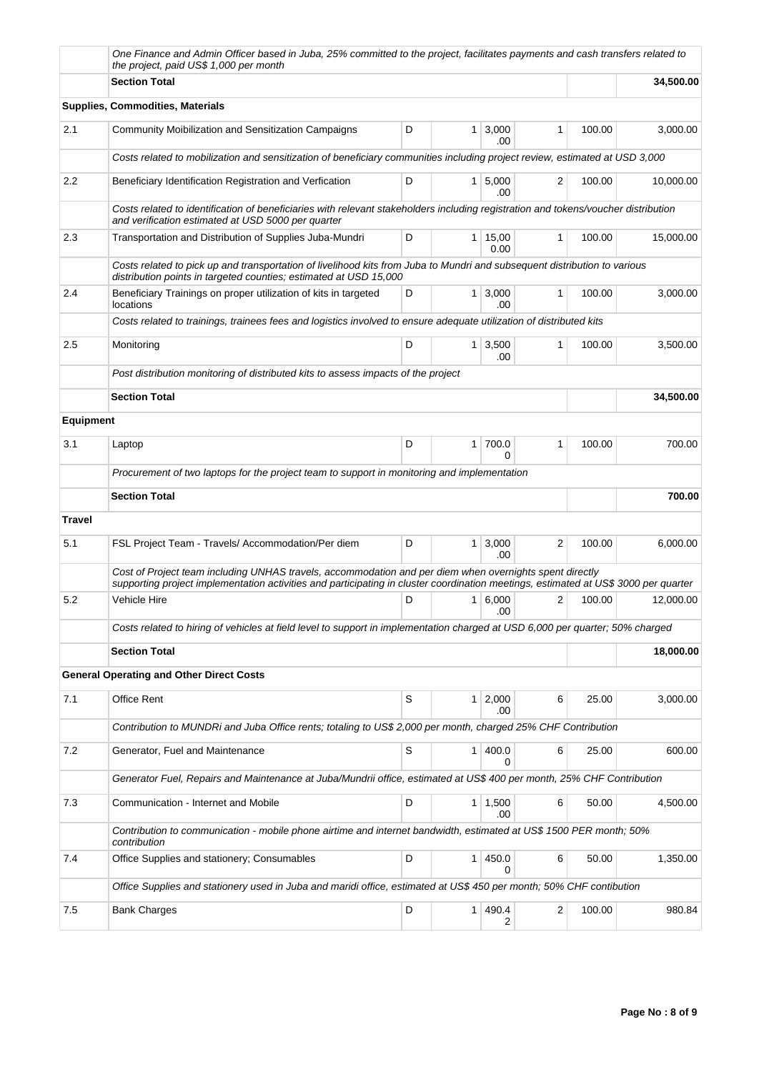| | | | | | | | |
|---|---|---|---|---|---|---|---|
| | *One Finance and Admin Officer based in Juba, 25% committed to the project, facilitates payments and cash transfers related to the project, paid US$ 1,000 per month* | | | | | | |
| | **Section Total** | | | | | | **34,500.00** |
| | **Supplies, Commodities, Materials** | | | | | | |
| 2.1 | Community Moibilization and Sensitization Campaigns | D | 1 | 3,000.00 | 1 | 100.00 | 3,000.00 |
| | *Costs related to mobilization and sensitization of beneficiary communities including project review, estimated at USD 3,000* | | | | | | |
| 2.2 | Beneficiary Identification Registration and Verfication | D | 1 | 5,000.00 | 2 | 100.00 | 10,000.00 |
| | *Costs related to identification of beneficiaries with relevant stakeholders including registration and tokens/voucher distribution and verification estimated at USD 5000 per quarter* | | | | | | |
| 2.3 | Transportation and Distribution of Supplies Juba-Mundri | D | 1 | 15,000.00 | 1 | 100.00 | 15,000.00 |
| | *Costs related to pick up and transportation of livelihood kits from Juba to Mundri and subsequent distribution to various distribution points in targeted counties; estimated at USD 15,000* | | | | | | |
| 2.4 | Beneficiary Trainings on proper utilization of kits in targeted locations | D | 1 | 3,000.00 | 1 | 100.00 | 3,000.00 |
| | *Costs related to trainings, trainees fees and logistics involved to ensure adequate utilization of distributed kits* | | | | | | |
| 2.5 | Monitoring | D | 1 | 3,500.00 | 1 | 100.00 | 3,500.00 |
| | *Post distribution monitoring of distributed kits to assess impacts of the project* | | | | | | |
| | **Section Total** | | | | | | **34,500.00** |
| **Equipment** | | | | | | | |
| 3.1 | Laptop | D | 1 | 700.00 | 1 | 100.00 | 700.00 |
| | *Procurement of two laptops for the project team to support in monitoring and implementation* | | | | | | |
| | **Section Total** | | | | | | **700.00** |
| **Travel** | | | | | | | |
| 5.1 | FSL Project Team - Travels/ Accommodation/Per diem | D | 1 | 3,000.00 | 2 | 100.00 | 6,000.00 |
| | *Cost of Project team including UNHAS travels, accommodation and per diem when overnights spent directly supporting project implementation activities and participating in cluster coordination meetings, estimated at US$ 3000 per quarter* | | | | | | |
| 5.2 | Vehicle Hire | D | 1 | 6,000.00 | 2 | 100.00 | 12,000.00 |
| | *Costs related to hiring of vehicles at field level to support in implementation charged at USD 6,000 per quarter; 50% charged* | | | | | | |
| | **Section Total** | | | | | | **18,000.00** |
| | **General Operating and Other Direct Costs** | | | | | | |
| 7.1 | Office Rent | S | 1 | 2,000.00 | 6 | 25.00 | 3,000.00 |
| | *Contribution to MUNDRi and Juba Office rents; totaling to US$ 2,000 per month, charged 25% CHF Contribution* | | | | | | |
| 7.2 | Generator, Fuel and Maintenance | S | 1 | 400.00 | 6 | 25.00 | 600.00 |
| | *Generator Fuel, Repairs and Maintenance at Juba/Mundrii office, estimated at US$ 400 per month, 25% CHF Contribution* | | | | | | |
| 7.3 | Communication - Internet and Mobile | D | 1 | 1,500.00 | 6 | 50.00 | 4,500.00 |
| | *Contribution to communication - mobile phone airtime and internet bandwidth, estimated at US$ 1500 PER month; 50% contribution* | | | | | | |
| 7.4 | Office Supplies and stationery; Consumables | D | 1 | 450.00 | 6 | 50.00 | 1,350.00 |
| | *Office Supplies and stationery used in Juba and maridi office, estimated at US$ 450 per month; 50% CHF contibution* | | | | | | |
| 7.5 | Bank Charges | D | 1 | 490.42 | 2 | 100.00 | 980.84 |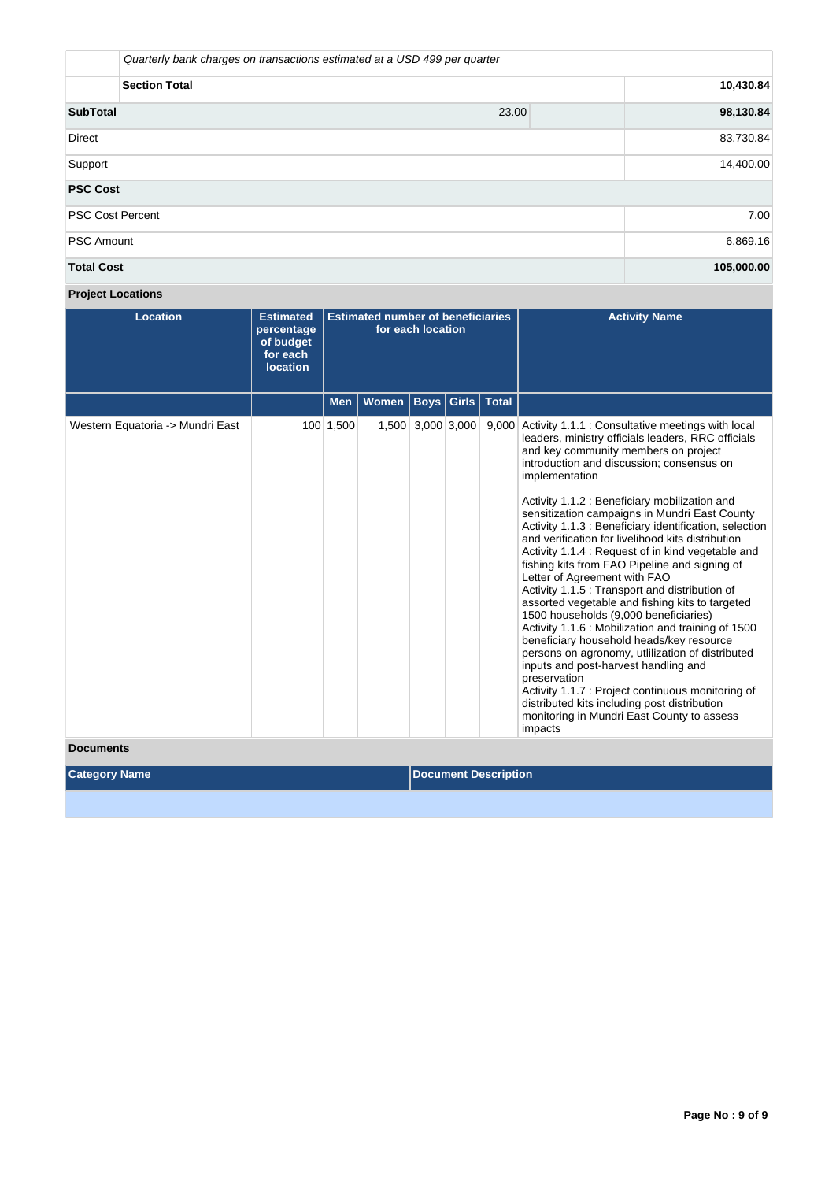| | | | | | |
|---|---|---|---|---|---|
| | *Quarterly bank charges on transactions estimated at a USD 499 per quarter* | | | | |
| | **Section Total** | | | | **10,430.84** |
| **SubTotal** | | 23.00 | | | **98,130.84** |
| Direct | | | | | 83,730.84 |
| Support | | | | | 14,400.00 |
| **PSC Cost** | | | | | |
| PSC Cost Percent | | | | | 7.00 |
| PSC Amount | | | | | 6,869.16 |
| **Total Cost** | | | | | **105,000.00** |

**Project Locations**

| Location | Estimated percentage of budget for each location | Estimated number of beneficiaries for each location | | | | | Activity Name |
|---|---|---|---|---|---|---|---|
| | | Men | Women | Boys | Girls | Total | |
| Western Equatoria -> Mundri East | 100 | 1,500 | 1,500 | 3,000 | 3,000 | 9,000 | Activity 1.1.1 : Consultative meetings with local leaders, ministry officials leaders, RRC officials and key community members on project introduction and discussion; consensus on implementation<br><br>Activity 1.1.2 : Beneficiary mobilization and sensitization campaigns in Mundri East County<br>Activity 1.1.3 : Beneficiary identification, selection and verification for livelihood kits distribution<br>Activity 1.1.4 : Request of in kind vegetable and fishing kits from FAO Pipeline and signing of Letter of Agreement with FAO<br>Activity 1.1.5 : Transport and distribution of assorted vegetable and fishing kits to targeted 1500 households (9,000 beneficiaries)<br>Activity 1.1.6 : Mobilization and training of 1500 beneficiary household heads/key resource persons on agronomy, utlilization of distributed inputs and post-harvest handling and preservation<br>Activity 1.1.7 : Project continuous monitoring of distributed kits including post distribution monitoring in Mundri East County to assess impacts |

**Documents**

| Category Name | Document Description |
|---|---|
| | |